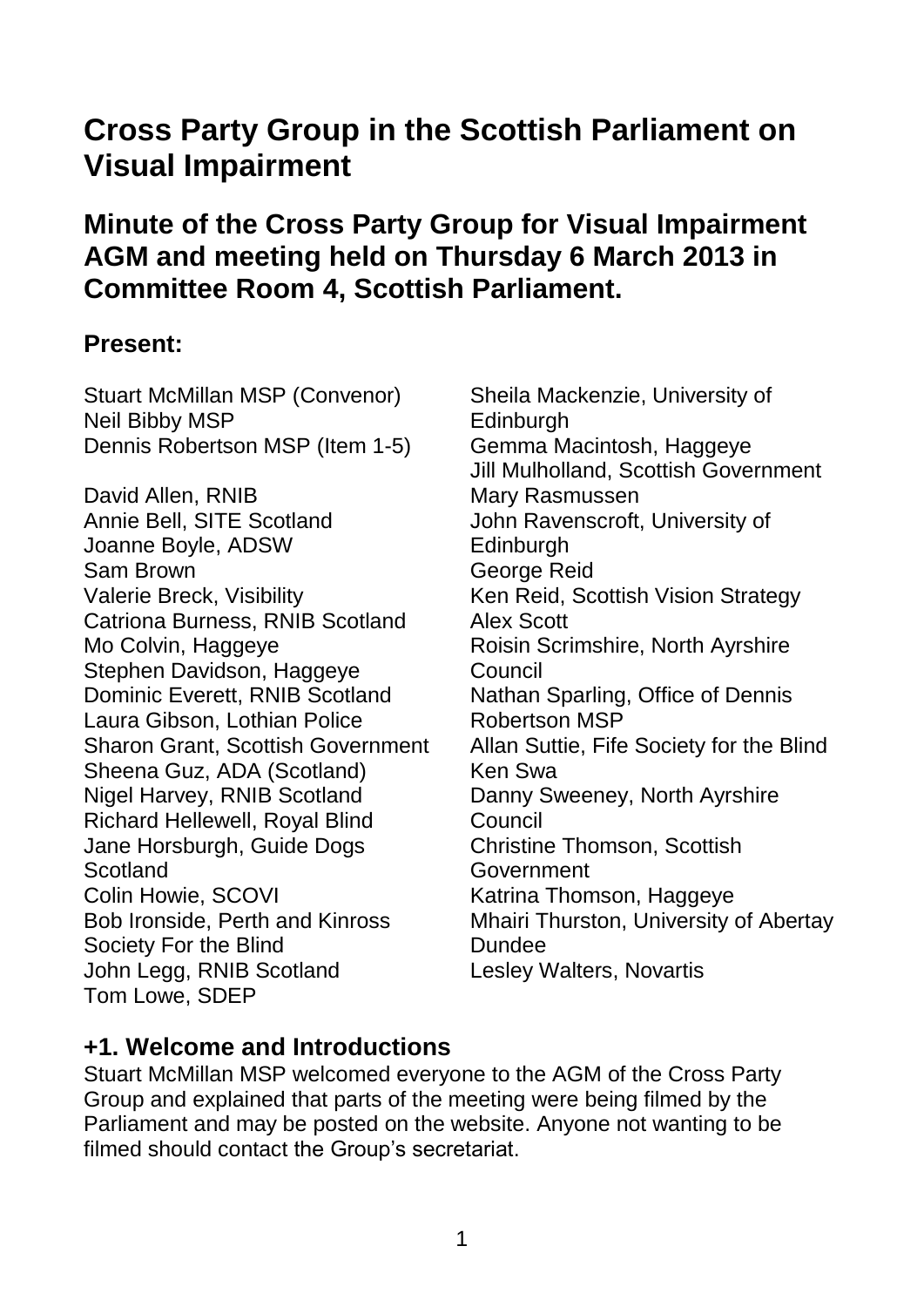# Cross Party Group in the Scottish Parliament on Visual Impairment

## Minute of the Cross Party Group for Visual Impairment AGM and meeting held on Thursday 6 March 2013 in Committee Room 4, Scottish Parliament.

### Present:

Stuart McMillan MSP (Convenor)
Neil Bibby MSP
Dennis Robertson MSP (Item 1-5)

David Allen, RNIB
Annie Bell, SITE Scotland
Joanne Boyle, ADSW
Sam Brown
Valerie Breck, Visibility
Catriona Burness, RNIB Scotland
Mo Colvin, Haggeye
Stephen Davidson, Haggeye
Dominic Everett, RNIB Scotland
Laura Gibson, Lothian Police
Sharon Grant, Scottish Government
Sheena Guz, ADA (Scotland)
Nigel Harvey, RNIB Scotland
Richard Hellewell, Royal Blind
Jane Horsburgh, Guide Dogs Scotland
Colin Howie, SCOVI
Bob Ironside, Perth and Kinross Society For the Blind
John Legg, RNIB Scotland
Tom Lowe, SDEP
Sheila Mackenzie, University of Edinburgh
Gemma Macintosh, Haggeye
Jill Mulholland, Scottish Government
Mary Rasmussen
John Ravenscroft, University of Edinburgh
George Reid
Ken Reid, Scottish Vision Strategy
Alex Scott
Roisin Scrimshire, North Ayrshire Council
Nathan Sparling, Office of Dennis Robertson MSP
Allan Suttie, Fife Society for the Blind
Ken Swa
Danny Sweeney, North Ayrshire Council
Christine Thomson, Scottish Government
Katrina Thomson, Haggeye
Mhairi Thurston, University of Abertay Dundee
Lesley Walters, Novartis

### +1. Welcome and Introductions

Stuart McMillan MSP welcomed everyone to the AGM of the Cross Party Group and explained that parts of the meeting were being filmed by the Parliament and may be posted on the website. Anyone not wanting to be filmed should contact the Group's secretariat.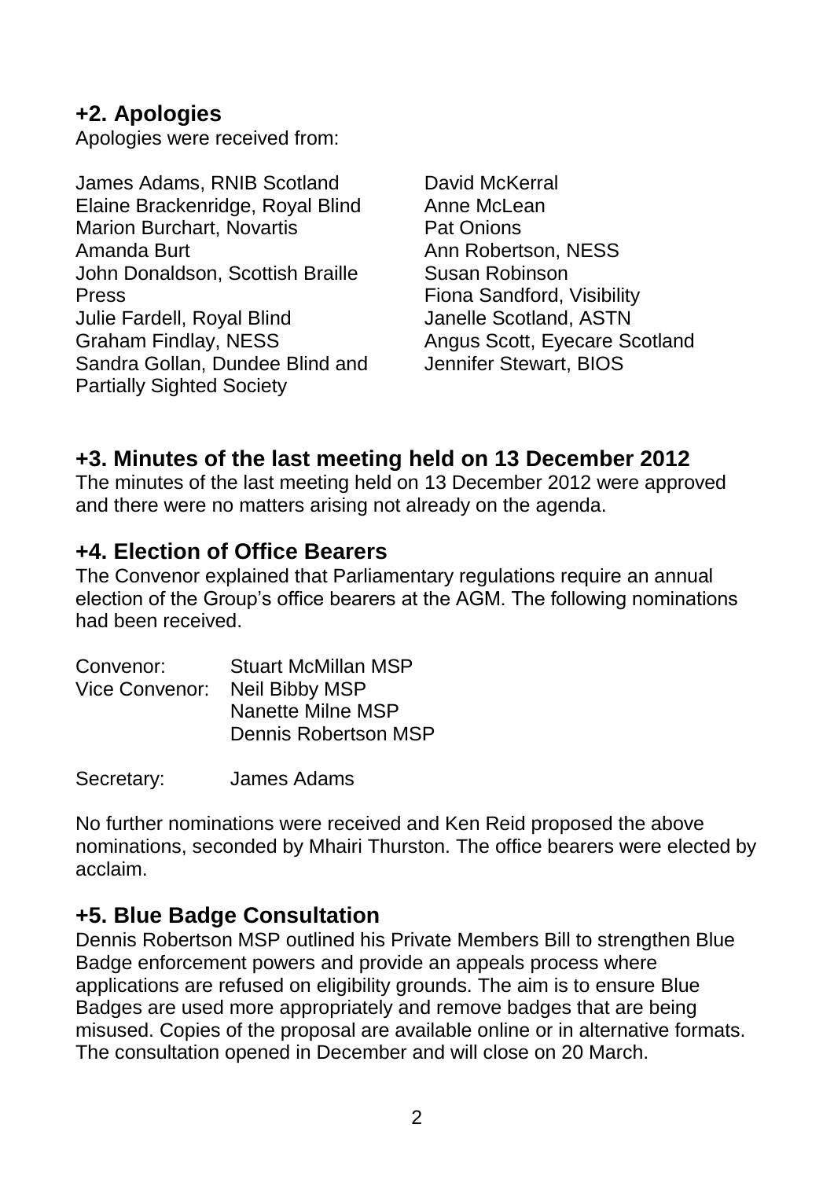## +2. Apologies

Apologies were received from:

James Adams, RNIB Scotland
Elaine Brackenridge, Royal Blind
Marion Burchart, Novartis
Amanda Burt
John Donaldson, Scottish Braille Press
Julie Fardell, Royal Blind
Graham Findlay, NESS
Sandra Gollan, Dundee Blind and Partially Sighted Society
David McKerral
Anne McLean
Pat Onions
Ann Robertson, NESS
Susan Robinson
Fiona Sandford, Visibility
Janelle Scotland, ASTN
Angus Scott, Eyecare Scotland
Jennifer Stewart, BIOS

## +3. Minutes of the last meeting held on 13 December 2012

The minutes of the last meeting held on 13 December 2012 were approved and there were no matters arising not already on the agenda.

## +4. Election of Office Bearers

The Convenor explained that Parliamentary regulations require an annual election of the Group's office bearers at the AGM. The following nominations had been received.

| | |
|---|---|
| Convenor: | Stuart McMillan MSP |
| Vice Convenor: | Neil Bibby MSP |
| | Nanette Milne MSP |
| | Dennis Robertson MSP |
| Secretary: | James Adams |

No further nominations were received and Ken Reid proposed the above nominations, seconded by Mhairi Thurston. The office bearers were elected by acclaim.

## +5. Blue Badge Consultation

Dennis Robertson MSP outlined his Private Members Bill to strengthen Blue Badge enforcement powers and provide an appeals process where applications are refused on eligibility grounds. The aim is to ensure Blue Badges are used more appropriately and remove badges that are being misused. Copies of the proposal are available online or in alternative formats. The consultation opened in December and will close on 20 March.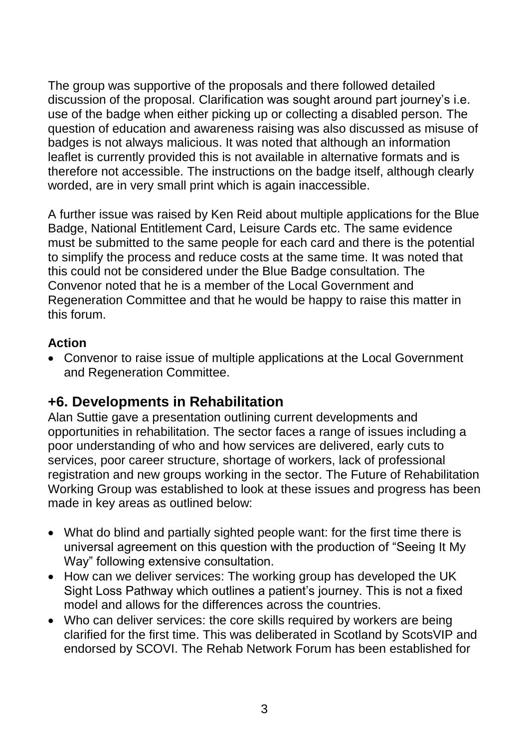The group was supportive of the proposals and there followed detailed discussion of the proposal. Clarification was sought around part journey's i.e. use of the badge when either picking up or collecting a disabled person. The question of education and awareness raising was also discussed as misuse of badges is not always malicious. It was noted that although an information leaflet is currently provided this is not available in alternative formats and is therefore not accessible. The instructions on the badge itself, although clearly worded, are in very small print which is again inaccessible.

A further issue was raised by Ken Reid about multiple applications for the Blue Badge, National Entitlement Card, Leisure Cards etc. The same evidence must be submitted to the same people for each card and there is the potential to simplify the process and reduce costs at the same time. It was noted that this could not be considered under the Blue Badge consultation. The Convenor noted that he is a member of the Local Government and Regeneration Committee and that he would be happy to raise this matter in this forum.

**Action**

- Convenor to raise issue of multiple applications at the Local Government and Regeneration Committee.

## +6. Developments in Rehabilitation

Alan Suttie gave a presentation outlining current developments and opportunities in rehabilitation. The sector faces a range of issues including a poor understanding of who and how services are delivered, early cuts to services, poor career structure, shortage of workers, lack of professional registration and new groups working in the sector. The Future of Rehabilitation Working Group was established to look at these issues and progress has been made in key areas as outlined below:

- What do blind and partially sighted people want: for the first time there is universal agreement on this question with the production of "Seeing It My Way" following extensive consultation.
- How can we deliver services: The working group has developed the UK Sight Loss Pathway which outlines a patient's journey. This is not a fixed model and allows for the differences across the countries.
- Who can deliver services: the core skills required by workers are being clarified for the first time. This was deliberated in Scotland by ScotsVIP and endorsed by SCOVI. The Rehab Network Forum has been established for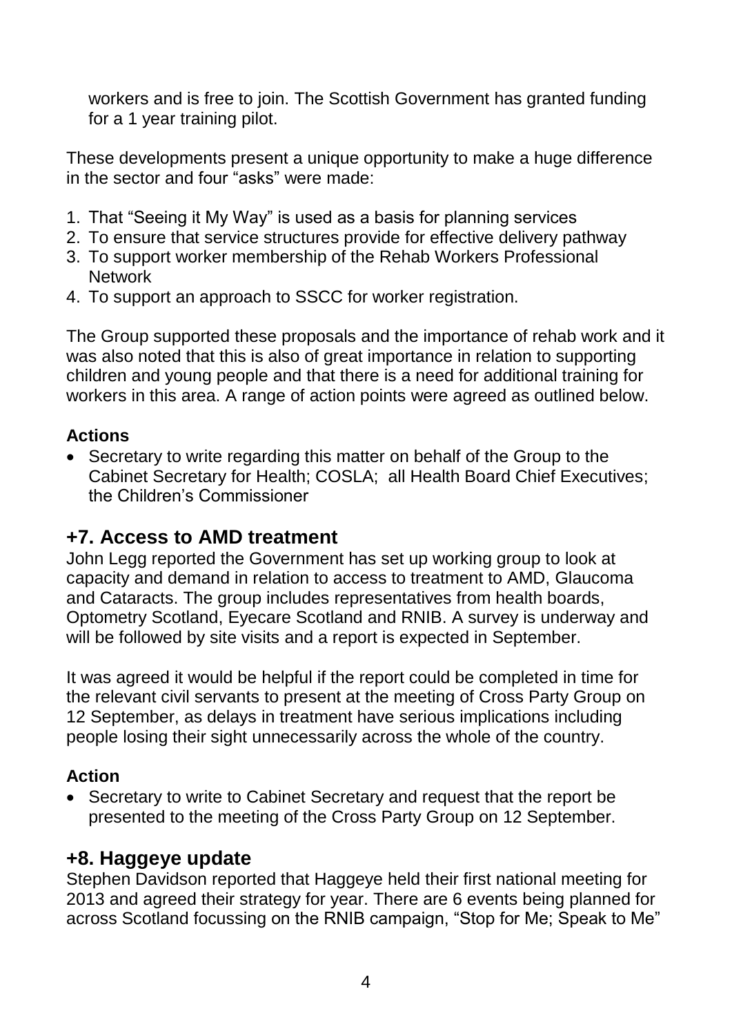workers and is free to join. The Scottish Government has granted funding for a 1 year training pilot.

These developments present a unique opportunity to make a huge difference in the sector and four "asks" were made:

1. That "Seeing it My Way" is used as a basis for planning services
2. To ensure that service structures provide for effective delivery pathway
3. To support worker membership of the Rehab Workers Professional Network
4. To support an approach to SSCC for worker registration.

The Group supported these proposals and the importance of rehab work and it was also noted that this is also of great importance in relation to supporting children and young people and that there is a need for additional training for workers in this area. A range of action points were agreed as outlined below.

**Actions**

- Secretary to write regarding this matter on behalf of the Group to the Cabinet Secretary for Health; COSLA; all Health Board Chief Executives; the Children's Commissioner

## +7. Access to AMD treatment

John Legg reported the Government has set up working group to look at capacity and demand in relation to access to treatment to AMD, Glaucoma and Cataracts. The group includes representatives from health boards, Optometry Scotland, Eyecare Scotland and RNIB. A survey is underway and will be followed by site visits and a report is expected in September.

It was agreed it would be helpful if the report could be completed in time for the relevant civil servants to present at the meeting of Cross Party Group on 12 September, as delays in treatment have serious implications including people losing their sight unnecessarily across the whole of the country.

**Action**

- Secretary to write to Cabinet Secretary and request that the report be presented to the meeting of the Cross Party Group on 12 September.

## +8. Haggeye update

Stephen Davidson reported that Haggeye held their first national meeting for 2013 and agreed their strategy for year. There are 6 events being planned for across Scotland focussing on the RNIB campaign, "Stop for Me; Speak to Me"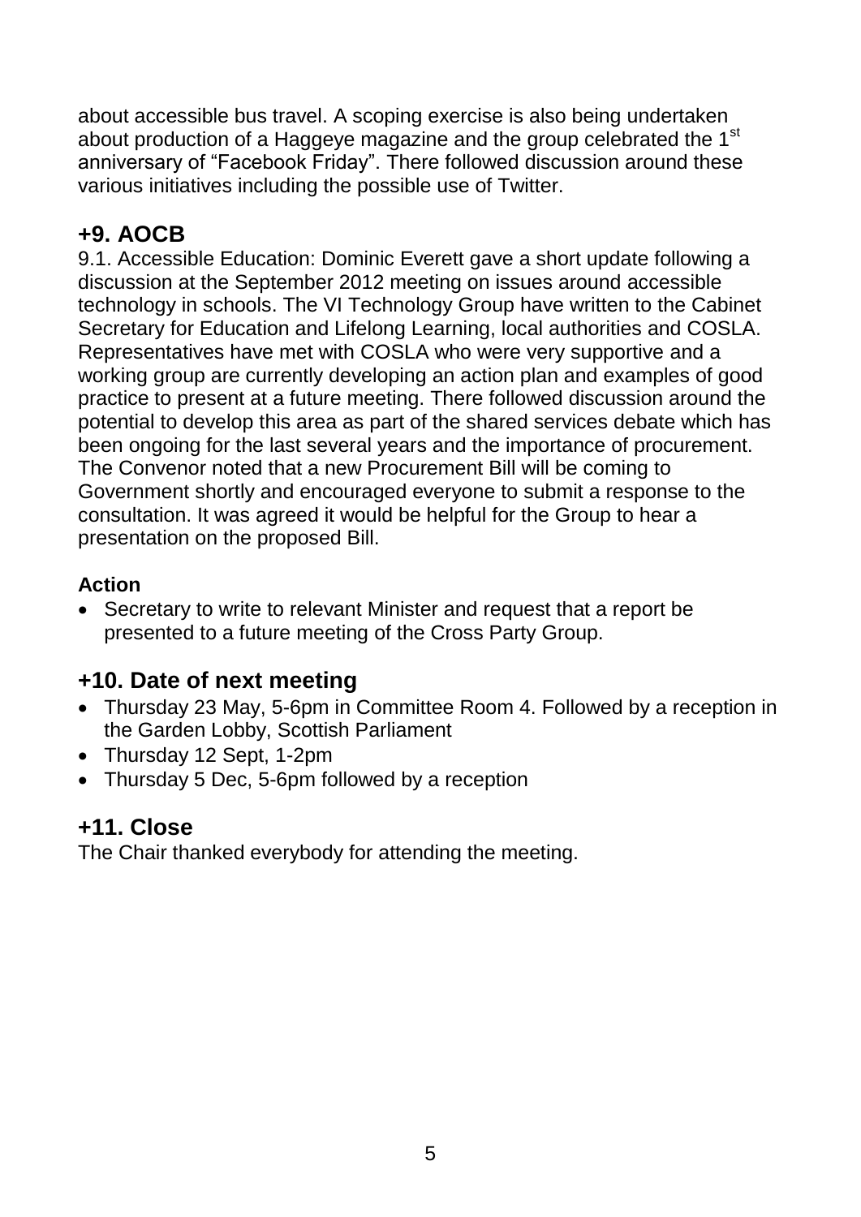about accessible bus travel. A scoping exercise is also being undertaken about production of a Haggeye magazine and the group celebrated the 1st anniversary of "Facebook Friday". There followed discussion around these various initiatives including the possible use of Twitter.

## +9. AOCB

9.1. Accessible Education: Dominic Everett gave a short update following a discussion at the September 2012 meeting on issues around accessible technology in schools. The VI Technology Group have written to the Cabinet Secretary for Education and Lifelong Learning, local authorities and COSLA. Representatives have met with COSLA who were very supportive and a working group are currently developing an action plan and examples of good practice to present at a future meeting. There followed discussion around the potential to develop this area as part of the shared services debate which has been ongoing for the last several years and the importance of procurement. The Convenor noted that a new Procurement Bill will be coming to Government shortly and encouraged everyone to submit a response to the consultation. It was agreed it would be helpful for the Group to hear a presentation on the proposed Bill.

**Action**

- Secretary to write to relevant Minister and request that a report be presented to a future meeting of the Cross Party Group.

## +10. Date of next meeting

- Thursday 23 May, 5-6pm in Committee Room 4. Followed by a reception in the Garden Lobby, Scottish Parliament
- Thursday 12 Sept, 1-2pm
- Thursday 5 Dec, 5-6pm followed by a reception

## +11. Close

The Chair thanked everybody for attending the meeting.